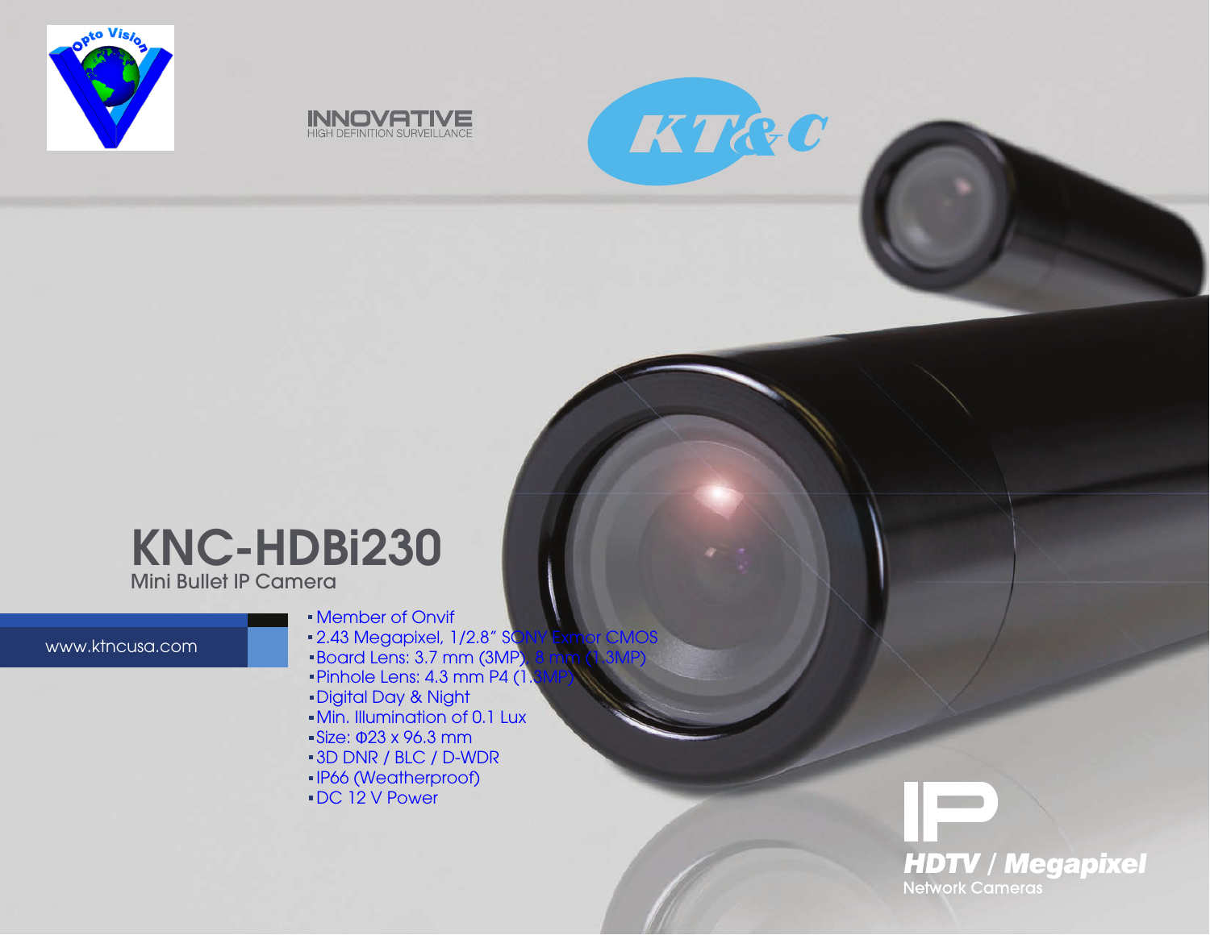INNOVATIVE
HIGH DEFINITION SURVEILLANCE

# KNC-HDBi230

## Mini Bullet IP Camera

www.ktncusa.com

- Member of Onvif
- 2.43 Megapixel, 1/2.8" SONY Exmor CMOS
- Board Lens: 3.7 mm (3MP), 8 mm (1.3MP)
- Pinhole Lens: 4.3 mm P4 (1.3MP)
- Digital Day & Night
- Min. Illumination of 0.1 Lux
- Size: Φ23 x 96.3 mm
- 3D DNR / BLC / D-WDR
- IP66 (Weatherproof)
- DC 12 V Power

IP
**HDTV / Megapixel**
Network Cameras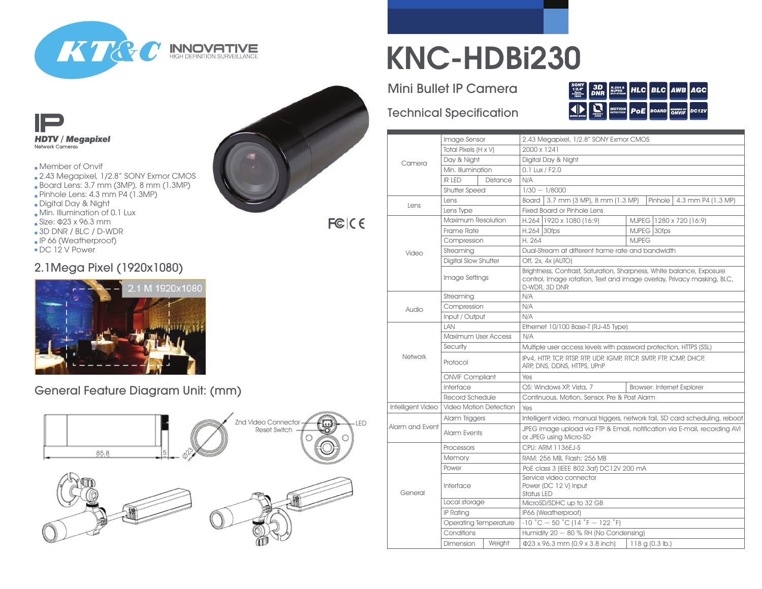KT&C INNOVATIVE HIGH DEFINITION SURVEILLANCE

# KNC-HDBi230

## Mini Bullet IP Camera

## Technical Specification

IP
***HDTV / Megapixel***
Network Cameras

- Member of Onvif
- 2.43 Megapixel, 1/2.8" SONY Exmor CMOS
- Board Lens: 3.7 mm (3MP), 8 mm (1.3MP)
- Pinhole Lens: 4.3 mm P4 (1.3MP)
- Digital Day & Night
- Min. Illumination of 0.1 Lux
- Size: Φ23 x 96.3 mm
- 3D DNR / BLC / D-WDR
- IP 66 (Weatherproof)
- DC 12 V Power

## 2.1Mega Pixel (1920x1080)

2.1 M 1920x1080

## General Feature Diagram Unit: (mm)

85.8
5
Φ23
Znd Video Connector
Reset Switch
LED

| | | | | | |
|---|---|---|---|---|---|
| Camera | Image Sensor | | 2.43 Megapixel, 1/2.8" SONY Exmor CMOS | | |
| | Total Pixels (H x V) | | 2000 x 1241 | | |
| | Day & Night | | Digital Day & Night | | |
| | Min. Illumination | | 0.1 Lux / F2.0 | | |
| | IR LED | Distance | N/A | | |
| | Shutter Speed | | 1/30 ~ 1/8000 | | |
| Lens | Lens | | Board 3.7 mm (3 MP), 8 mm (1.3 MP) | Pinhole 4.3 mm P4 (1.3 MP) | |
| | Lens Type | | Fixed Board or Pinhole Lens | | |
| Video | Maximum Resolution | | H.264 1920 x 1080 (16:9) | MJPEG 1280 x 720 (16:9) | |
| | Frame Rate | | H.264 30fps | MJPEG 30fps | |
| | Compression | | H. 264 | MJPEG | |
| | Streaming | | Dual-Stream at different frame rate and bandwidth | | |
| | Digital Slow Shutter | | Off, 2x, 4x (AUTO) | | |
| | Image Settings | | Brightness, Contrast, Saturation, Sharpness, White balance, Exposure control, Image rotation, Text and image overlay, Privacy masking, BLC, D-WDR, 3D DNR | | |
| Audio | Streaming | | N/A | | |
| | Compression | | N/A | | |
| | Input / Output | | N/A | | |
| Network | LAN | | Ethernet 10/100 Base-T (RJ-45 Type) | | |
| | Maximum User Access | | N/A | | |
| | Security | | Multiple user access levels with password protection, HTTPS (SSL) | | |
| | Protocol | | IPv4, HTTP, TCP, RTSP, RTP, UDP, IGMP, RTCP, SMTP, FTP, ICMP, DHCP, ARP, DNS, DDNS, HTTPS, UPnP | | |
| | ONVIF Compliant | | Yes | | |
| | Interface | | OS: Windows XP, Vista, 7 | Browser: Internet Explorer | |
| | Record Schedule | | Continuous, Motion, Sensor, Pre & Post Alarm | | |
| Intelligent Video | Video Motion Detection | | Yes | | |
| Alarm and Event | Alarm Triggers | | Intelligent video, manual triggers, network fail, SD card scheduling, reboot | | |
| | Alarm Events | | JPEG image upload via FTP & Email, notification via E-mail, recording AVI or JPEG using Micro-SD | | |
| General | Processors | | CPU: ARM 1136EJ-S | | |
| | Memory | | RAM: 256 MB, Flash: 256 MB | | |
| | Power | | PoE class 3 (IEEE 802.3af) DC12V 200 mA | | |
| | Interface | | Service video connector<br>Power (DC 12 V) Input<br>Status LED | | |
| | Local storage | | MicroSD/SDHC up to 32 GB | | |
| | IP Rating | | IP66 (Weatherproof) | | |
| | Operating Temperature | | -10 ˚C ~ 50 ˚C (14 ˚F ~ 122 ˚F) | | |
| | Conditions | | Humidity 20 ~ 80 % RH (No Condensing) | | |
| | Dimension | Weight | Φ23 x 96.3 mm (0.9 x 3.8 inch) | 118 g (0.3 lb.) | |